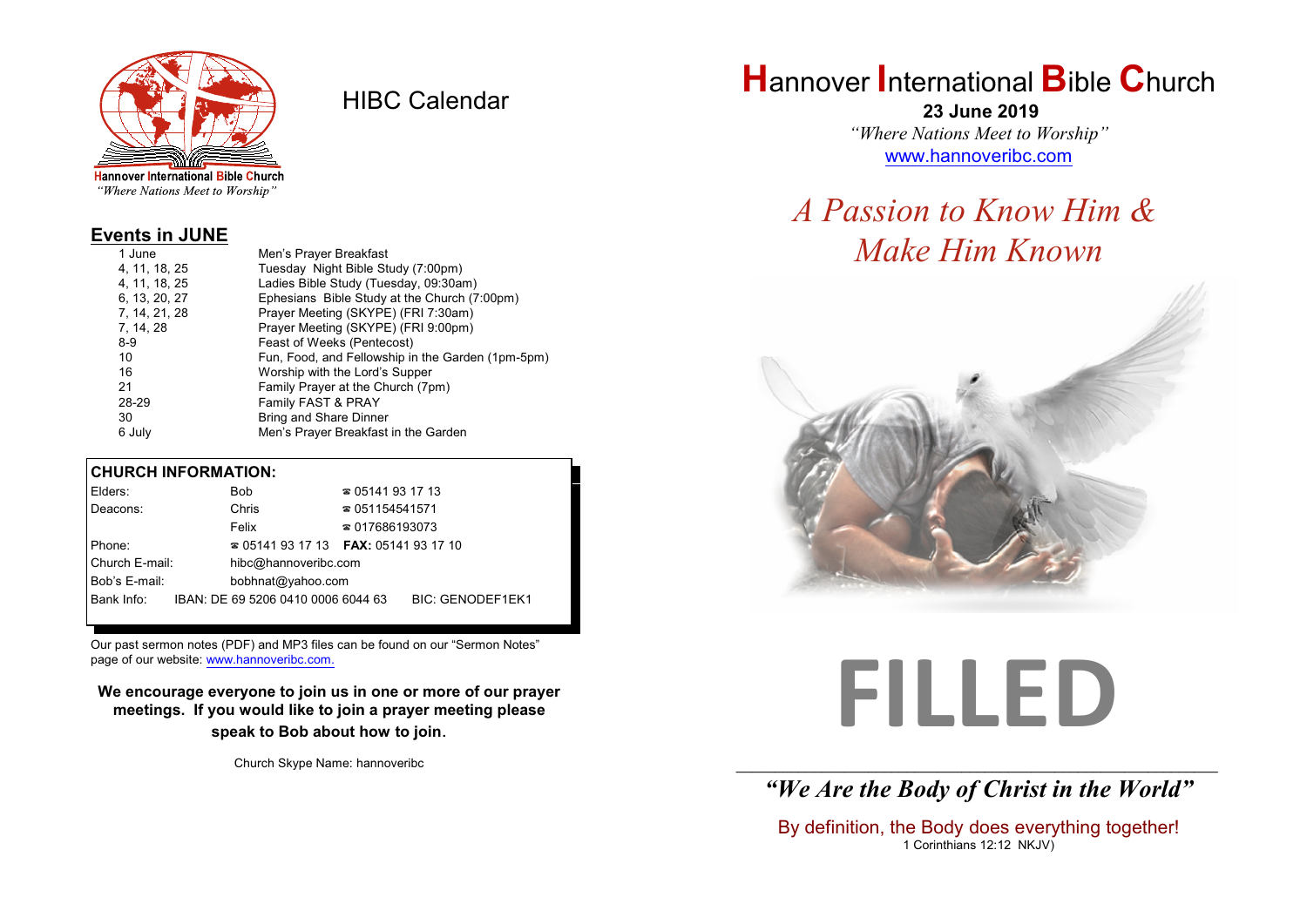Hannover International Bible Church
*"Where Nations Meet to Worship"*

# HIBC Calendar

## Events in JUNE

| | |
|---|---|
| 1 June | Men's Prayer Breakfast |
| 4, 11, 18, 25 | Tuesday Night Bible Study (7:00pm) |
| 4, 11, 18, 25 | Ladies Bible Study (Tuesday, 09:30am) |
| 6, 13, 20, 27 | Ephesians Bible Study at the Church (7:00pm) |
| 7, 14, 21, 28 | Prayer Meeting (SKYPE) (FRI 7:30am) |
| 7, 14, 28 | Prayer Meeting (SKYPE) (FRI 9:00pm) |
| 8-9 | Feast of Weeks (Pentecost) |
| 10 | Fun, Food, and Fellowship in the Garden (1pm-5pm) |
| 16 | Worship with the Lord's Supper |
| 21 | Family Prayer at the Church (7pm) |
| 28-29 | Family FAST & PRAY |
| 30 | Bring and Share Dinner |
| 6 July | Men's Prayer Breakfast in the Garden |

## CHURCH INFORMATION:

| | | |
|---|---|---|
| Elders: | Bob | ☎ 05141 93 17 13 |
| Deacons: | Chris | ☎ 051154541571 |
| | Felix | ☎ 017686193073 |
| Phone: | ☎ 05141 93 17 13 | **FAX:** 05141 93 17 10 |
| Church E-mail: | hibc@hannoveribc.com | |
| Bob's E-mail: | bobhnat@yahoo.com | |
| Bank Info: | IBAN: DE 69 5206 0410 0006 6044 63 | BIC: GENODEF1EK1 |

Our past sermon notes (PDF) and MP3 files can be found on our "Sermon Notes" page of our website: www.hannoveribc.com.

**We encourage everyone to join us in one or more of our prayer meetings. If you would like to join a prayer meeting please speak to Bob about how to join.**

Church Skype Name: hannoveribc

# Hannover International Bible Church

**23 June 2019**

*"Where Nations Meet to Worship"*

www.hannoveribc.com

## *A Passion to Know Him & Make Him Known*

# FILLED

---

***"We Are the Body of Christ in the World"***

By definition, the Body does everything together!
1 Corinthians 12:12 NKJV)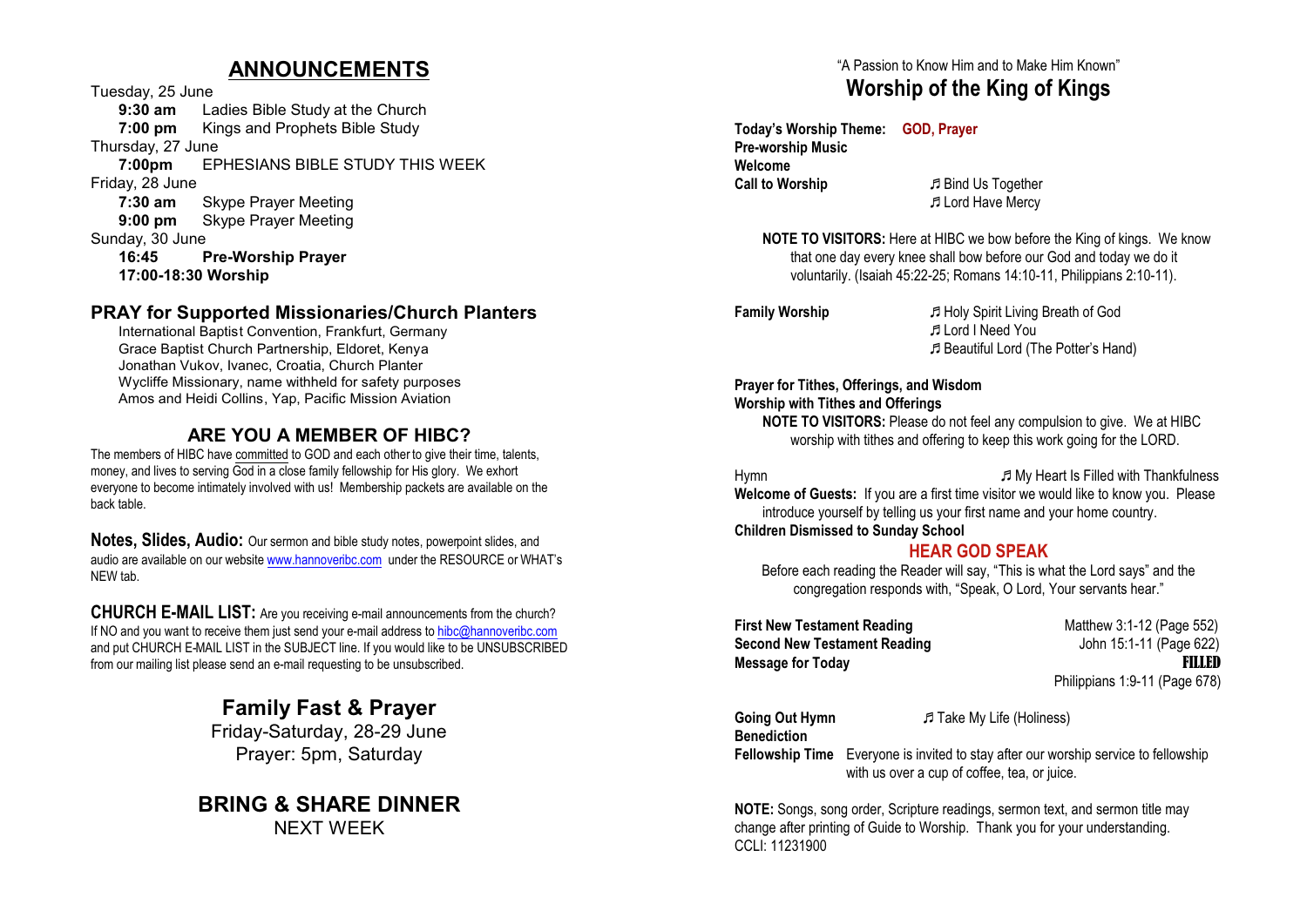# ANNOUNCEMENTS

Tuesday, 25 June

- **9:30 am** Ladies Bible Study at the Church
- **7:00 pm** Kings and Prophets Bible Study

Thursday, 27 June

- **7:00pm** EPHESIANS BIBLE STUDY THIS WEEK

Friday, 28 June

- **7:30 am** Skype Prayer Meeting
- **9:00 pm** Skype Prayer Meeting

Sunday, 30 June

- **16:45 Pre-Worship Prayer**
- **17:00-18:30 Worship**

## PRAY for Supported Missionaries/Church Planters

International Baptist Convention, Frankfurt, Germany
Grace Baptist Church Partnership, Eldoret, Kenya
Jonathan Vukov, Ivanec, Croatia, Church Planter
Wycliffe Missionary, name withheld for safety purposes
Amos and Heidi Collins, Yap, Pacific Mission Aviation

## ARE YOU A MEMBER OF HIBC?

The members of HIBC have committed to GOD and each other to give their time, talents, money, and lives to serving God in a close family fellowship for His glory. We exhort everyone to become intimately involved with us! Membership packets are available on the back table.

**Notes, Slides, Audio:** Our sermon and bible study notes, powerpoint slides, and audio are available on our website www.hannoveribc.com under the RESOURCE or WHAT's NEW tab.

**CHURCH E-MAIL LIST:** Are you receiving e-mail announcements from the church? If NO and you want to receive them just send your e-mail address to hibc@hannoveribc.com and put CHURCH E-MAIL LIST in the SUBJECT line. If you would like to be UNSUBSCRIBED from our mailing list please send an e-mail requesting to be unsubscribed.

## Family Fast & Prayer

Friday-Saturday, 28-29 June
Prayer: 5pm, Saturday

## BRING & SHARE DINNER

NEXT WEEK

"A Passion to Know Him and to Make Him Known"

# Worship of the King of Kings

**Today's Worship Theme: GOD, Prayer**

**Pre-worship Music**

**Welcome**

**Call to Worship** ♬ Bind Us Together
♬ Lord Have Mercy

**NOTE TO VISITORS:** Here at HIBC we bow before the King of kings. We know that one day every knee shall bow before our God and today we do it voluntarily. (Isaiah 45:22-25; Romans 14:10-11, Philippians 2:10-11).

**Family Worship** ♬ Holy Spirit Living Breath of God
♬ Lord I Need You
♬ Beautiful Lord (The Potter's Hand)

**Prayer for Tithes, Offerings, and Wisdom**

**Worship with Tithes and Offerings**

**NOTE TO VISITORS:** Please do not feel any compulsion to give. We at HIBC worship with tithes and offering to keep this work going for the LORD.

Hymn ♬ My Heart Is Filled with Thankfulness

**Welcome of Guests:** If you are a first time visitor we would like to know you. Please introduce yourself by telling us your first name and your home country.

**Children Dismissed to Sunday School**

## HEAR GOD SPEAK

Before each reading the Reader will say, "This is what the Lord says" and the congregation responds with, "Speak, O Lord, Your servants hear."

**First New Testament Reading** Matthew 3:1-12 (Page 552)

**Second New Testament Reading** John 15:1-11 (Page 622)

**Message for Today** **FILLED**
Philippians 1:9-11 (Page 678)

**Going Out Hymn** ♬ Take My Life (Holiness)

**Benediction**

**Fellowship Time** Everyone is invited to stay after our worship service to fellowship with us over a cup of coffee, tea, or juice.

**NOTE:** Songs, song order, Scripture readings, sermon text, and sermon title may change after printing of Guide to Worship. Thank you for your understanding.
CCLI: 11231900